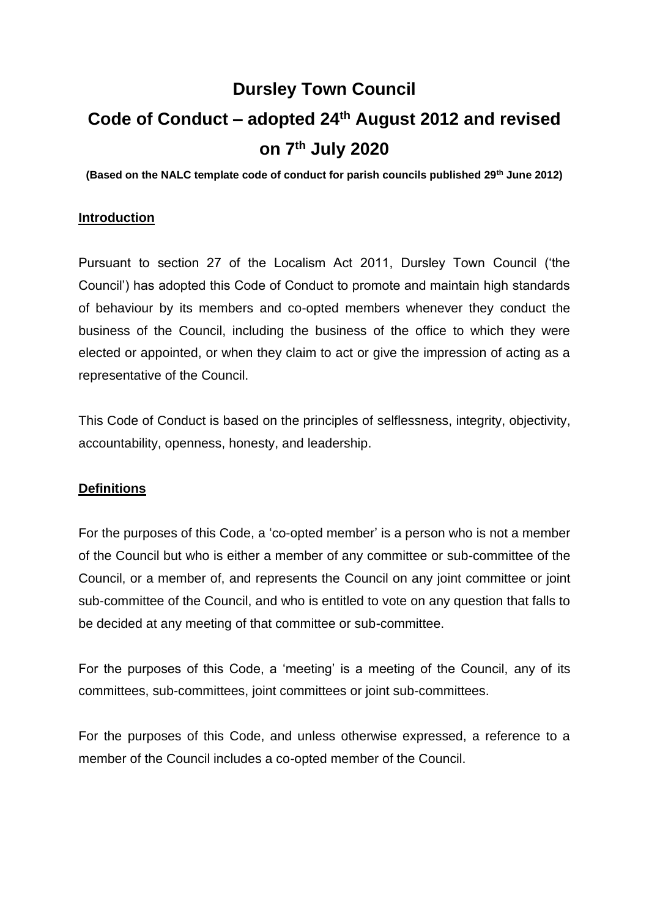# Dursley Town Council

# Code of Conduct – adopted 24th August 2012 and revised on 7th July 2020

**(Based on the NALC template code of conduct for parish councils published 29th June 2012)**

## Introduction

Pursuant to section 27 of the Localism Act 2011, Dursley Town Council ('the Council') has adopted this Code of Conduct to promote and maintain high standards of behaviour by its members and co-opted members whenever they conduct the business of the Council, including the business of the office to which they were elected or appointed, or when they claim to act or give the impression of acting as a representative of the Council.

This Code of Conduct is based on the principles of selflessness, integrity, objectivity, accountability, openness, honesty, and leadership.

## Definitions

For the purposes of this Code, a 'co-opted member' is a person who is not a member of the Council but who is either a member of any committee or sub-committee of the Council, or a member of, and represents the Council on any joint committee or joint sub-committee of the Council, and who is entitled to vote on any question that falls to be decided at any meeting of that committee or sub-committee.

For the purposes of this Code, a 'meeting' is a meeting of the Council, any of its committees, sub-committees, joint committees or joint sub-committees.

For the purposes of this Code, and unless otherwise expressed, a reference to a member of the Council includes a co-opted member of the Council.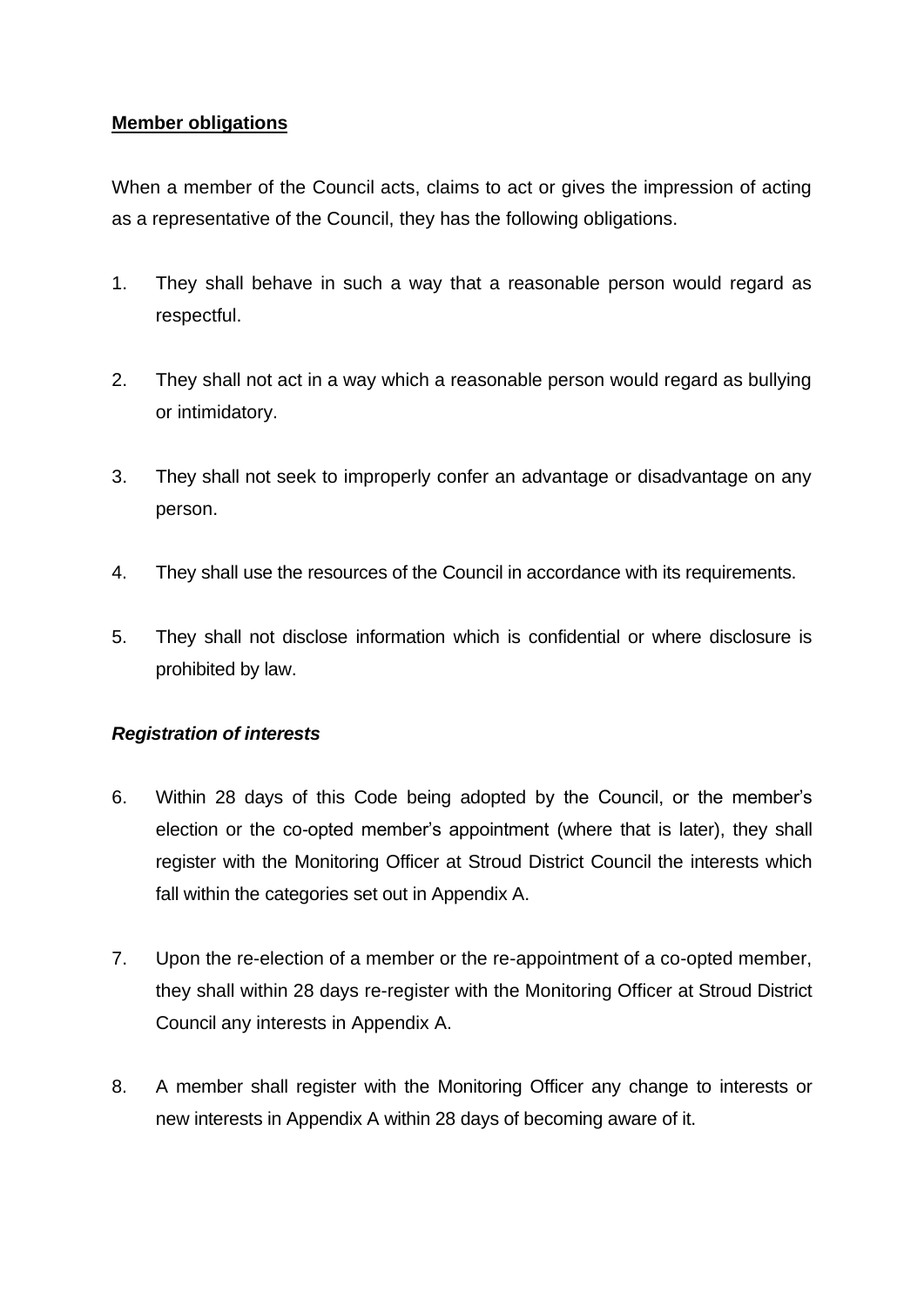**Member obligations**

When a member of the Council acts, claims to act or gives the impression of acting as a representative of the Council, they has the following obligations.

1. They shall behave in such a way that a reasonable person would regard as respectful.

2. They shall not act in a way which a reasonable person would regard as bullying or intimidatory.

3. They shall not seek to improperly confer an advantage or disadvantage on any person.

4. They shall use the resources of the Council in accordance with its requirements.

5. They shall not disclose information which is confidential or where disclosure is prohibited by law.

***Registration of interests***

6. Within 28 days of this Code being adopted by the Council, or the member's election or the co-opted member's appointment (where that is later), they shall register with the Monitoring Officer at Stroud District Council the interests which fall within the categories set out in Appendix A.

7. Upon the re-election of a member or the re-appointment of a co-opted member, they shall within 28 days re-register with the Monitoring Officer at Stroud District Council any interests in Appendix A.

8. A member shall register with the Monitoring Officer any change to interests or new interests in Appendix A within 28 days of becoming aware of it.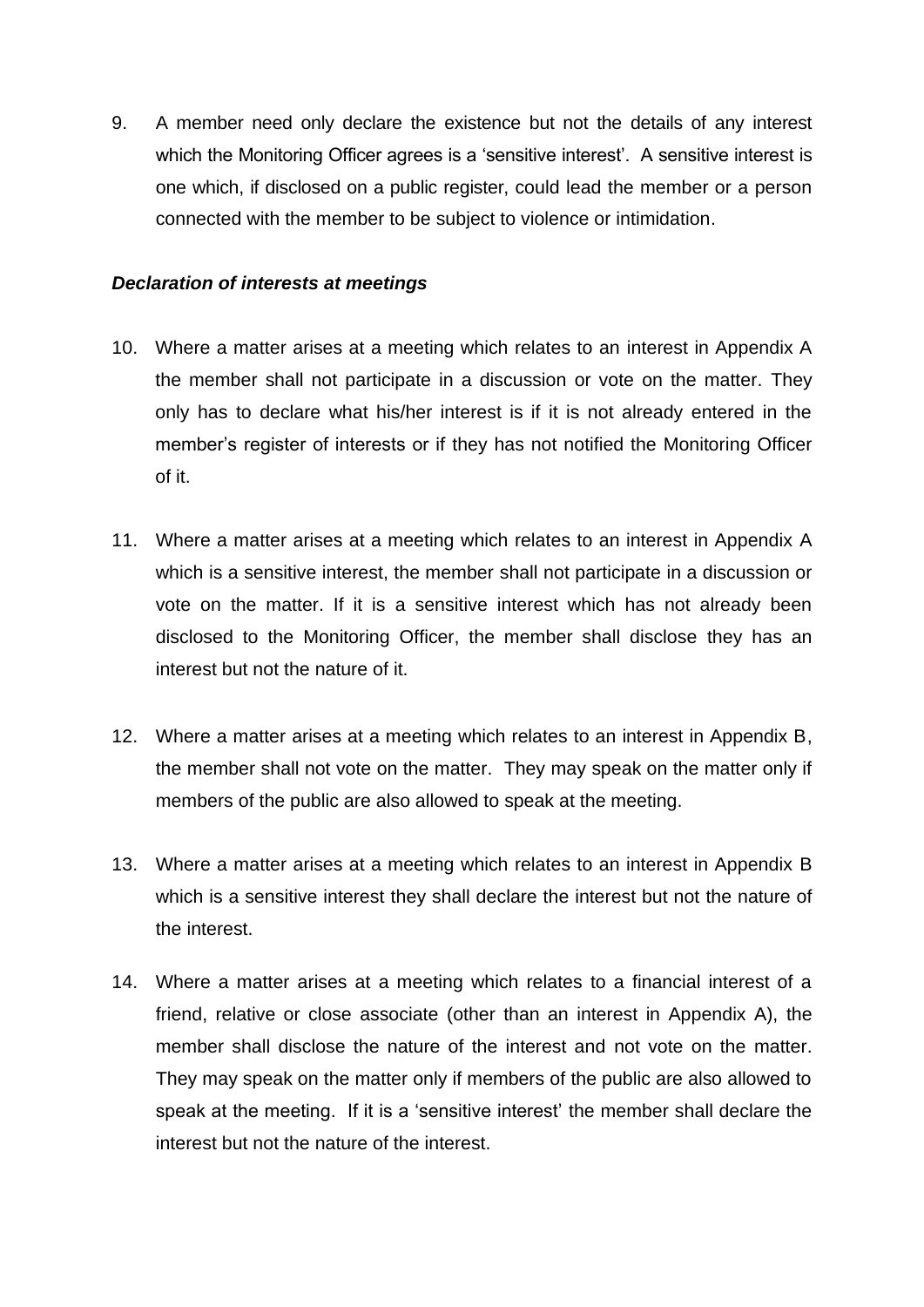9. A member need only declare the existence but not the details of any interest which the Monitoring Officer agrees is a 'sensitive interest'. A sensitive interest is one which, if disclosed on a public register, could lead the member or a person connected with the member to be subject to violence or intimidation.

***Declaration of interests at meetings***

10. Where a matter arises at a meeting which relates to an interest in Appendix A the member shall not participate in a discussion or vote on the matter. They only has to declare what his/her interest is if it is not already entered in the member's register of interests or if they has not notified the Monitoring Officer of it.

11. Where a matter arises at a meeting which relates to an interest in Appendix A which is a sensitive interest, the member shall not participate in a discussion or vote on the matter. If it is a sensitive interest which has not already been disclosed to the Monitoring Officer, the member shall disclose they has an interest but not the nature of it.

12. Where a matter arises at a meeting which relates to an interest in Appendix B, the member shall not vote on the matter. They may speak on the matter only if members of the public are also allowed to speak at the meeting.

13. Where a matter arises at a meeting which relates to an interest in Appendix B which is a sensitive interest they shall declare the interest but not the nature of the interest.

14. Where a matter arises at a meeting which relates to a financial interest of a friend, relative or close associate (other than an interest in Appendix A), the member shall disclose the nature of the interest and not vote on the matter. They may speak on the matter only if members of the public are also allowed to speak at the meeting. If it is a 'sensitive interest' the member shall declare the interest but not the nature of the interest.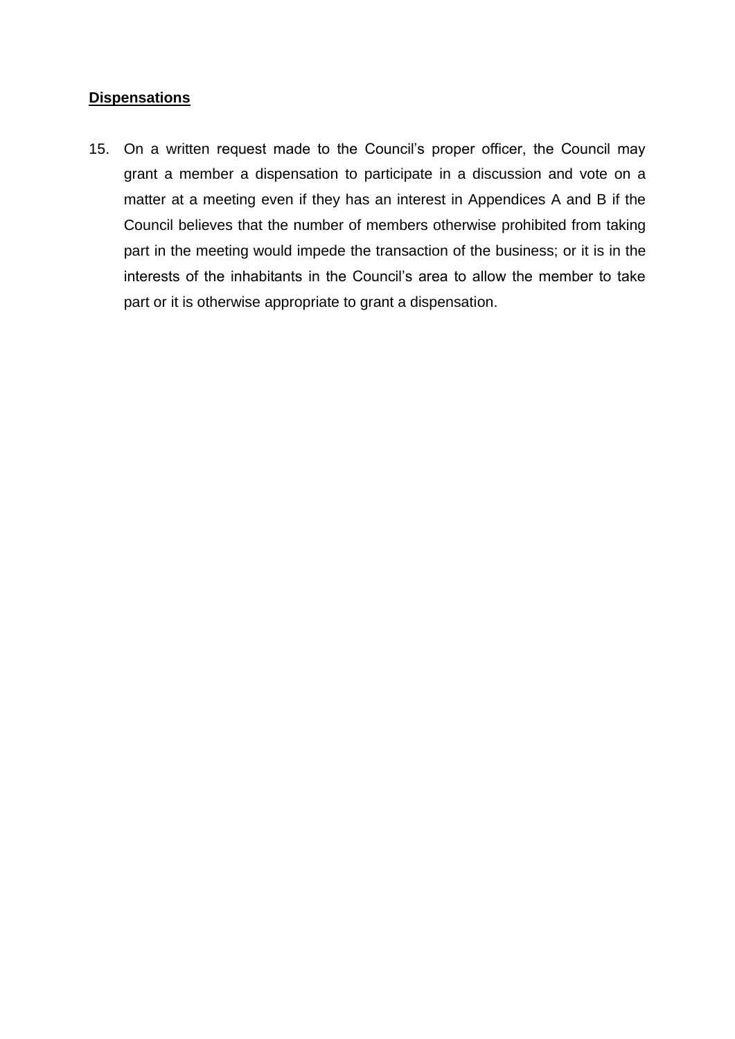**Dispensations**

15. On a written request made to the Council's proper officer, the Council may grant a member a dispensation to participate in a discussion and vote on a matter at a meeting even if they has an interest in Appendices A and B if the Council believes that the number of members otherwise prohibited from taking part in the meeting would impede the transaction of the business; or it is in the interests of the inhabitants in the Council's area to allow the member to take part or it is otherwise appropriate to grant a dispensation.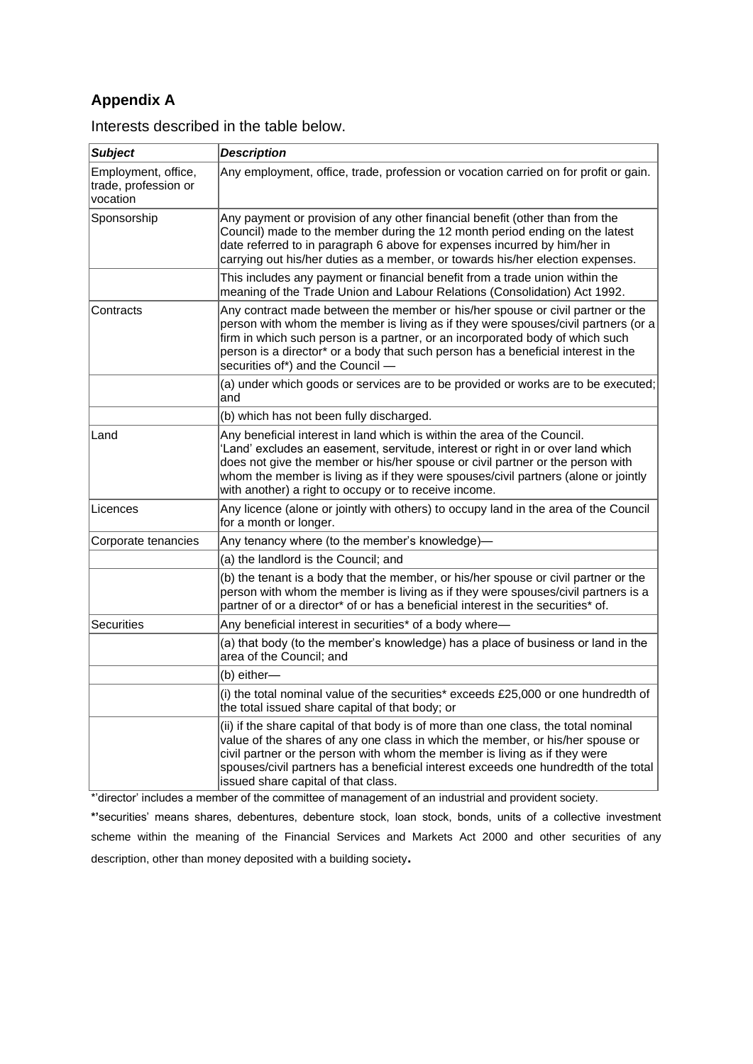## Appendix A

Interests described in the table below.

| ***Subject*** | ***Description*** |
|---|---|
| Employment, office, trade, profession or vocation | Any employment, office, trade, profession or vocation carried on for profit or gain. |
| Sponsorship | Any payment or provision of any other financial benefit (other than from the Council) made to the member during the 12 month period ending on the latest date referred to in paragraph 6 above for expenses incurred by him/her in carrying out his/her duties as a member, or towards his/her election expenses. |
| | This includes any payment or financial benefit from a trade union within the meaning of the Trade Union and Labour Relations (Consolidation) Act 1992. |
| Contracts | Any contract made between the member or his/her spouse or civil partner or the person with whom the member is living as if they were spouses/civil partners (or a firm in which such person is a partner, or an incorporated body of which such person is a director* or a body that such person has a beneficial interest in the securities of*) and the Council — |
| | (a) under which goods or services are to be provided or works are to be executed; and |
| | (b) which has not been fully discharged. |
| Land | Any beneficial interest in land which is within the area of the Council. 'Land' excludes an easement, servitude, interest or right in or over land which does not give the member or his/her spouse or civil partner or the person with whom the member is living as if they were spouses/civil partners (alone or jointly with another) a right to occupy or to receive income. |
| Licences | Any licence (alone or jointly with others) to occupy land in the area of the Council for a month or longer. |
| Corporate tenancies | Any tenancy where (to the member's knowledge)— |
| | (a) the landlord is the Council; and |
| | (b) the tenant is a body that the member, or his/her spouse or civil partner or the person with whom the member is living as if they were spouses/civil partners is a partner of or a director* of or has a beneficial interest in the securities* of. |
| Securities | Any beneficial interest in securities* of a body where— |
| | (a) that body (to the member's knowledge) has a place of business or land in the area of the Council; and |
| | (b) either— |
| | (i) the total nominal value of the securities* exceeds £25,000 or one hundredth of the total issued share capital of that body; or |
| | (ii) if the share capital of that body is of more than one class, the total nominal value of the shares of any one class in which the member, or his/her spouse or civil partner or the person with whom the member is living as if they were spouses/civil partners has a beneficial interest exceeds one hundredth of the total issued share capital of that class. |

*'director' includes a member of the committee of management of an industrial and provident society.

*'securities' means shares, debentures, debenture stock, loan stock, bonds, units of a collective investment scheme within the meaning of the Financial Services and Markets Act 2000 and other securities of any description, other than money deposited with a building society.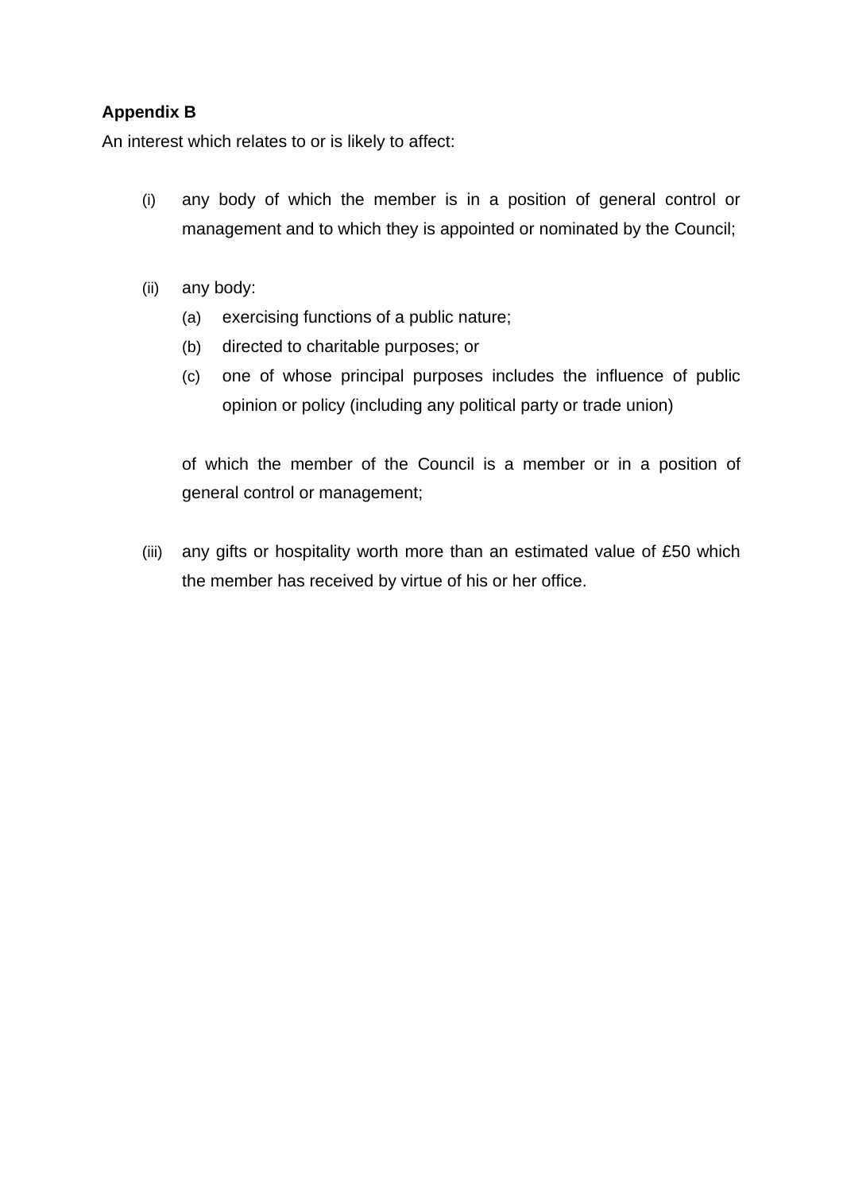**Appendix B**

An interest which relates to or is likely to affect:

(i) any body of which the member is in a position of general control or management and to which they is appointed or nominated by the Council;

(ii) any body:
   (a) exercising functions of a public nature;
   (b) directed to charitable purposes; or
   (c) one of whose principal purposes includes the influence of public opinion or policy (including any political party or trade union)

   of which the member of the Council is a member or in a position of general control or management;

(iii) any gifts or hospitality worth more than an estimated value of £50 which the member has received by virtue of his or her office.